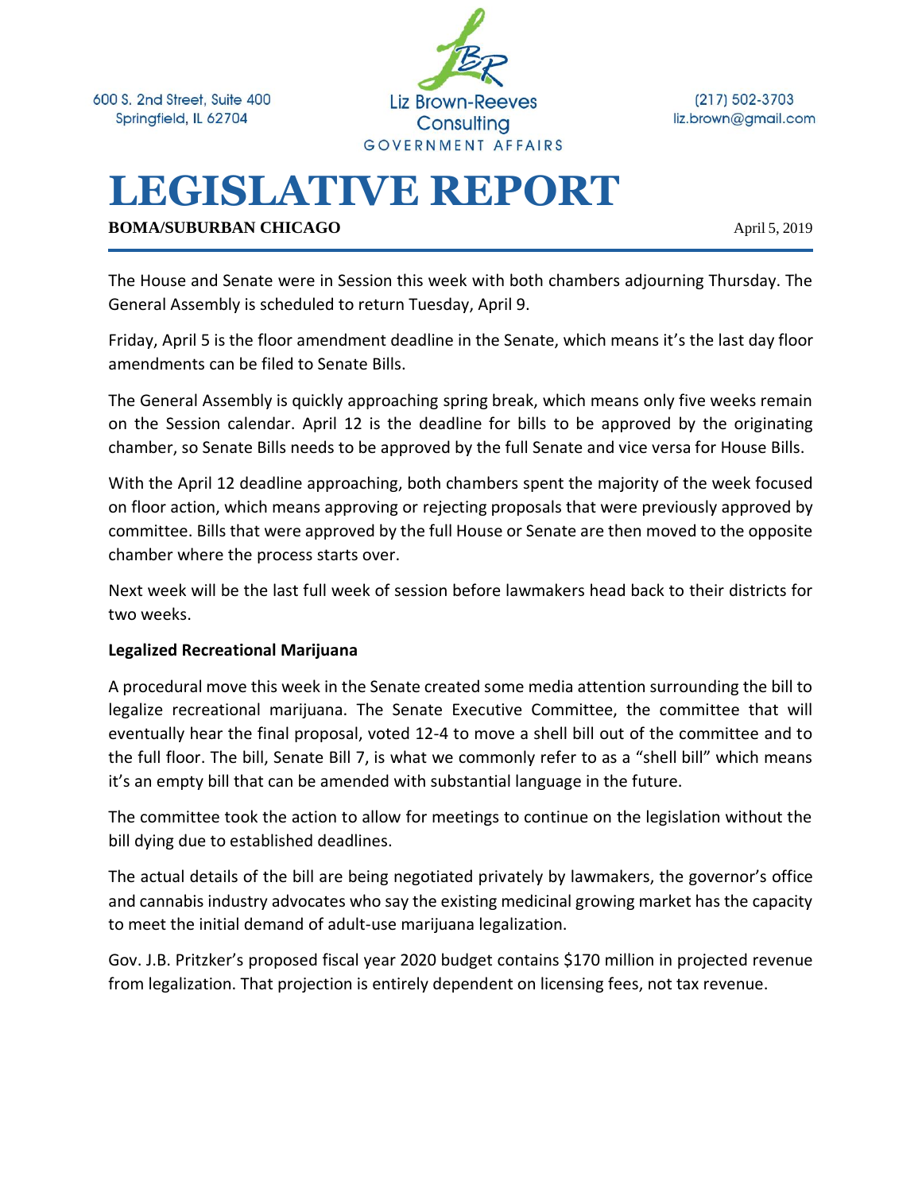600 S. 2nd Street, Suite 400
Springfield, IL 62704

Liz Brown-Reeves Consulting
GOVERNMENT AFFAIRS

(217) 502-3703
liz.brown@gmail.com

# LEGISLATIVE REPORT

**BOMA/SUBURBAN CHICAGO**

April 5, 2019

The House and Senate were in Session this week with both chambers adjourning Thursday. The General Assembly is scheduled to return Tuesday, April 9.

Friday, April 5 is the floor amendment deadline in the Senate, which means it's the last day floor amendments can be filed to Senate Bills.

The General Assembly is quickly approaching spring break, which means only five weeks remain on the Session calendar. April 12 is the deadline for bills to be approved by the originating chamber, so Senate Bills needs to be approved by the full Senate and vice versa for House Bills.

With the April 12 deadline approaching, both chambers spent the majority of the week focused on floor action, which means approving or rejecting proposals that were previously approved by committee. Bills that were approved by the full House or Senate are then moved to the opposite chamber where the process starts over.

Next week will be the last full week of session before lawmakers head back to their districts for two weeks.

**Legalized Recreational Marijuana**

A procedural move this week in the Senate created some media attention surrounding the bill to legalize recreational marijuana. The Senate Executive Committee, the committee that will eventually hear the final proposal, voted 12-4 to move a shell bill out of the committee and to the full floor. The bill, Senate Bill 7, is what we commonly refer to as a "shell bill" which means it's an empty bill that can be amended with substantial language in the future.

The committee took the action to allow for meetings to continue on the legislation without the bill dying due to established deadlines.

The actual details of the bill are being negotiated privately by lawmakers, the governor's office and cannabis industry advocates who say the existing medicinal growing market has the capacity to meet the initial demand of adult-use marijuana legalization.

Gov. J.B. Pritzker's proposed fiscal year 2020 budget contains $170 million in projected revenue from legalization. That projection is entirely dependent on licensing fees, not tax revenue.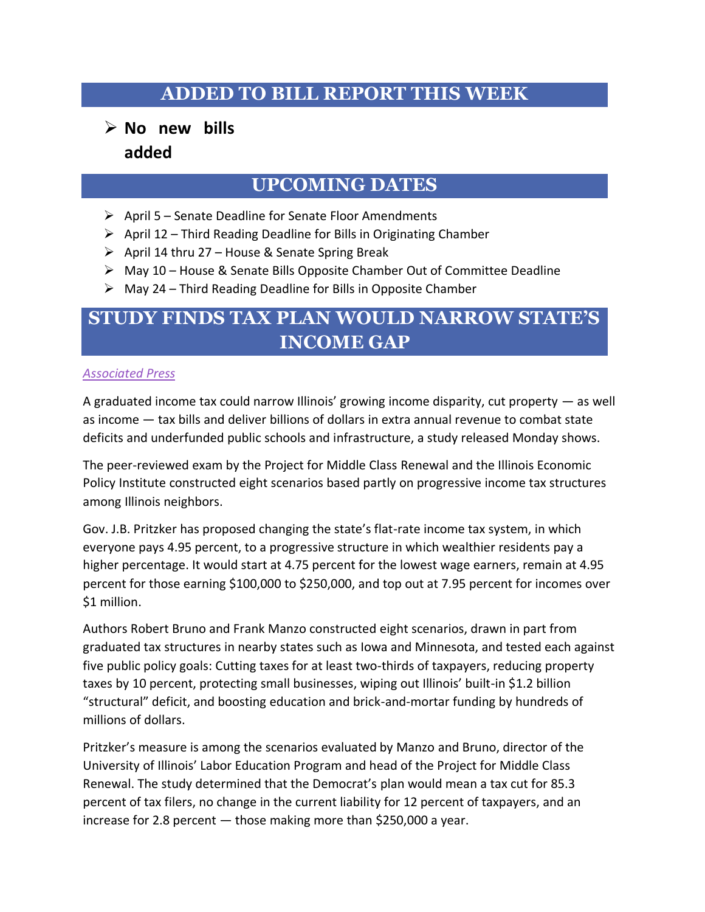## ADDED TO BILL REPORT THIS WEEK

- **No new bills added**

## UPCOMING DATES

- April 5 – Senate Deadline for Senate Floor Amendments
- April 12 – Third Reading Deadline for Bills in Originating Chamber
- April 14 thru 27 – House & Senate Spring Break
- May 10 – House & Senate Bills Opposite Chamber Out of Committee Deadline
- May 24 – Third Reading Deadline for Bills in Opposite Chamber

## STUDY FINDS TAX PLAN WOULD NARROW STATE'S INCOME GAP

*Associated Press*

A graduated income tax could narrow Illinois' growing income disparity, cut property — as well as income — tax bills and deliver billions of dollars in extra annual revenue to combat state deficits and underfunded public schools and infrastructure, a study released Monday shows.

The peer-reviewed exam by the Project for Middle Class Renewal and the Illinois Economic Policy Institute constructed eight scenarios based partly on progressive income tax structures among Illinois neighbors.

Gov. J.B. Pritzker has proposed changing the state's flat-rate income tax system, in which everyone pays 4.95 percent, to a progressive structure in which wealthier residents pay a higher percentage. It would start at 4.75 percent for the lowest wage earners, remain at 4.95 percent for those earning $100,000 to $250,000, and top out at 7.95 percent for incomes over $1 million.

Authors Robert Bruno and Frank Manzo constructed eight scenarios, drawn in part from graduated tax structures in nearby states such as Iowa and Minnesota, and tested each against five public policy goals: Cutting taxes for at least two-thirds of taxpayers, reducing property taxes by 10 percent, protecting small businesses, wiping out Illinois' built-in $1.2 billion "structural" deficit, and boosting education and brick-and-mortar funding by hundreds of millions of dollars.

Pritzker's measure is among the scenarios evaluated by Manzo and Bruno, director of the University of Illinois' Labor Education Program and head of the Project for Middle Class Renewal. The study determined that the Democrat's plan would mean a tax cut for 85.3 percent of tax filers, no change in the current liability for 12 percent of taxpayers, and an increase for 2.8 percent — those making more than $250,000 a year.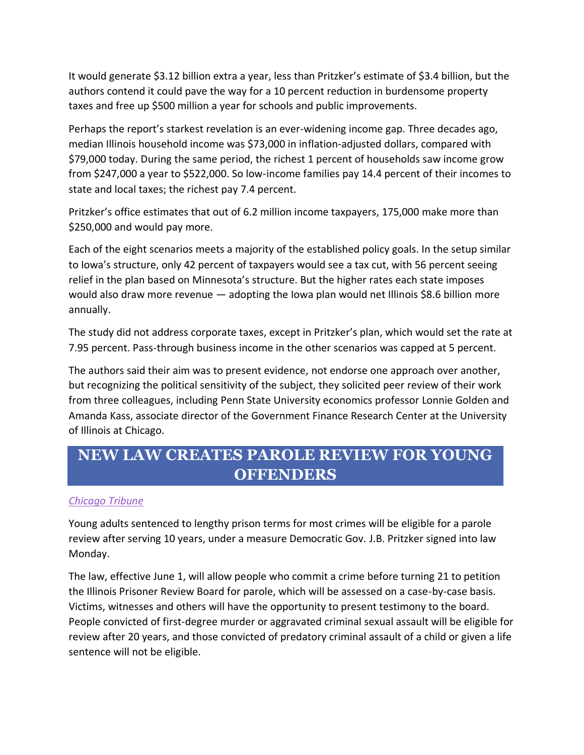It would generate $3.12 billion extra a year, less than Pritzker's estimate of $3.4 billion, but the authors contend it could pave the way for a 10 percent reduction in burdensome property taxes and free up $500 million a year for schools and public improvements.

Perhaps the report's starkest revelation is an ever-widening income gap. Three decades ago, median Illinois household income was $73,000 in inflation-adjusted dollars, compared with $79,000 today. During the same period, the richest 1 percent of households saw income grow from $247,000 a year to $522,000. So low-income families pay 14.4 percent of their incomes to state and local taxes; the richest pay 7.4 percent.

Pritzker's office estimates that out of 6.2 million income taxpayers, 175,000 make more than $250,000 and would pay more.

Each of the eight scenarios meets a majority of the established policy goals. In the setup similar to Iowa's structure, only 42 percent of taxpayers would see a tax cut, with 56 percent seeing relief in the plan based on Minnesota's structure. But the higher rates each state imposes would also draw more revenue — adopting the Iowa plan would net Illinois $8.6 billion more annually.

The study did not address corporate taxes, except in Pritzker's plan, which would set the rate at 7.95 percent. Pass-through business income in the other scenarios was capped at 5 percent.

The authors said their aim was to present evidence, not endorse one approach over another, but recognizing the political sensitivity of the subject, they solicited peer review of their work from three colleagues, including Penn State University economics professor Lonnie Golden and Amanda Kass, associate director of the Government Finance Research Center at the University of Illinois at Chicago.

## NEW LAW CREATES PAROLE REVIEW FOR YOUNG OFFENDERS

*Chicago Tribune*

Young adults sentenced to lengthy prison terms for most crimes will be eligible for a parole review after serving 10 years, under a measure Democratic Gov. J.B. Pritzker signed into law Monday.

The law, effective June 1, will allow people who commit a crime before turning 21 to petition the Illinois Prisoner Review Board for parole, which will be assessed on a case-by-case basis. Victims, witnesses and others will have the opportunity to present testimony to the board. People convicted of first-degree murder or aggravated criminal sexual assault will be eligible for review after 20 years, and those convicted of predatory criminal assault of a child or given a life sentence will not be eligible.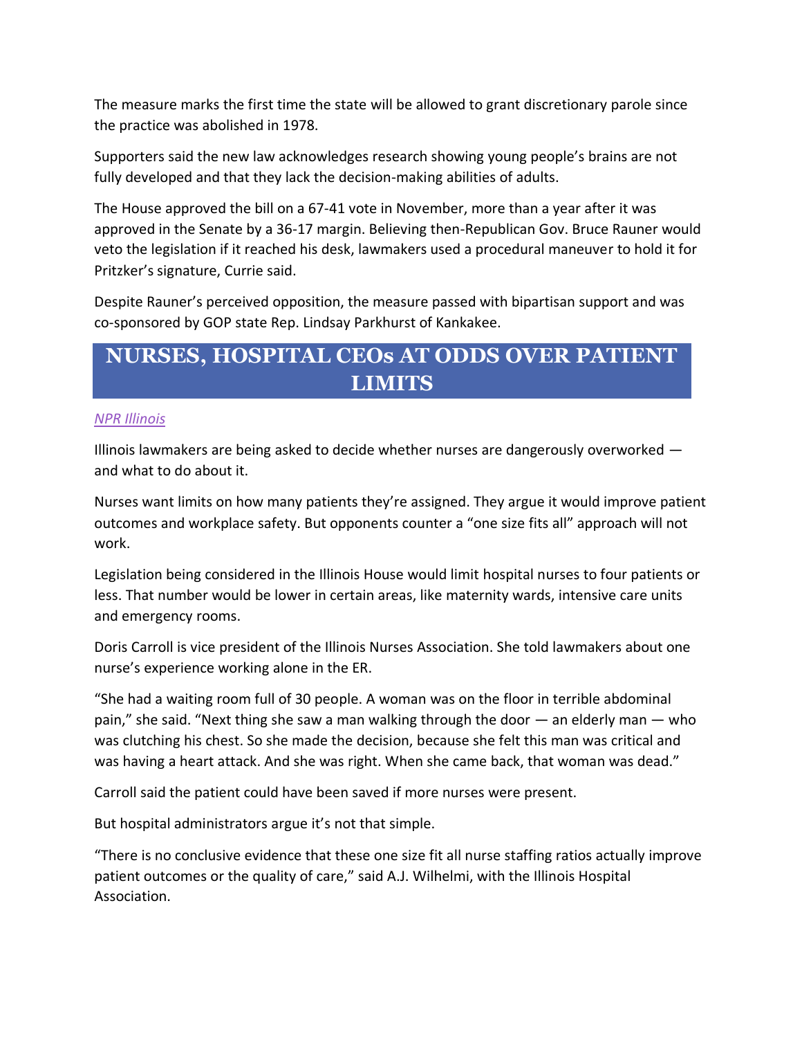The measure marks the first time the state will be allowed to grant discretionary parole since the practice was abolished in 1978.

Supporters said the new law acknowledges research showing young people's brains are not fully developed and that they lack the decision-making abilities of adults.

The House approved the bill on a 67-41 vote in November, more than a year after it was approved in the Senate by a 36-17 margin. Believing then-Republican Gov. Bruce Rauner would veto the legislation if it reached his desk, lawmakers used a procedural maneuver to hold it for Pritzker's signature, Currie said.

Despite Rauner's perceived opposition, the measure passed with bipartisan support and was co-sponsored by GOP state Rep. Lindsay Parkhurst of Kankakee.

## NURSES, HOSPITAL CEOs AT ODDS OVER PATIENT LIMITS

*NPR Illinois*

Illinois lawmakers are being asked to decide whether nurses are dangerously overworked — and what to do about it.

Nurses want limits on how many patients they're assigned. They argue it would improve patient outcomes and workplace safety. But opponents counter a "one size fits all" approach will not work.

Legislation being considered in the Illinois House would limit hospital nurses to four patients or less. That number would be lower in certain areas, like maternity wards, intensive care units and emergency rooms.

Doris Carroll is vice president of the Illinois Nurses Association. She told lawmakers about one nurse's experience working alone in the ER.

"She had a waiting room full of 30 people. A woman was on the floor in terrible abdominal pain," she said. "Next thing she saw a man walking through the door — an elderly man — who was clutching his chest. So she made the decision, because she felt this man was critical and was having a heart attack. And she was right. When she came back, that woman was dead."

Carroll said the patient could have been saved if more nurses were present.

But hospital administrators argue it's not that simple.

"There is no conclusive evidence that these one size fit all nurse staffing ratios actually improve patient outcomes or the quality of care," said A.J. Wilhelmi, with the Illinois Hospital Association.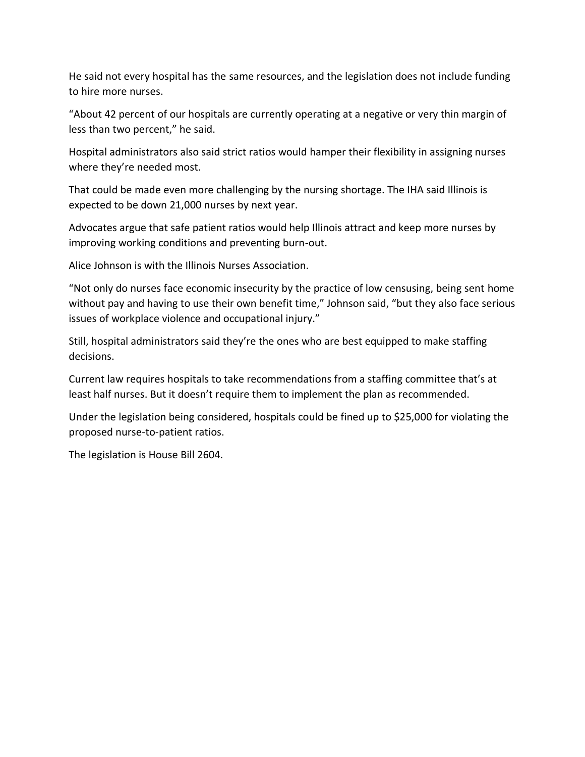He said not every hospital has the same resources, and the legislation does not include funding to hire more nurses.

“About 42 percent of our hospitals are currently operating at a negative or very thin margin of less than two percent,” he said.

Hospital administrators also said strict ratios would hamper their flexibility in assigning nurses where they’re needed most.

That could be made even more challenging by the nursing shortage. The IHA said Illinois is expected to be down 21,000 nurses by next year.

Advocates argue that safe patient ratios would help Illinois attract and keep more nurses by improving working conditions and preventing burn-out.

Alice Johnson is with the Illinois Nurses Association.

“Not only do nurses face economic insecurity by the practice of low censusing, being sent home without pay and having to use their own benefit time,” Johnson said, “but they also face serious issues of workplace violence and occupational injury.”

Still, hospital administrators said they’re the ones who are best equipped to make staffing decisions.

Current law requires hospitals to take recommendations from a staffing committee that’s at least half nurses. But it doesn’t require them to implement the plan as recommended.

Under the legislation being considered, hospitals could be fined up to $25,000 for violating the proposed nurse-to-patient ratios.

The legislation is House Bill 2604.